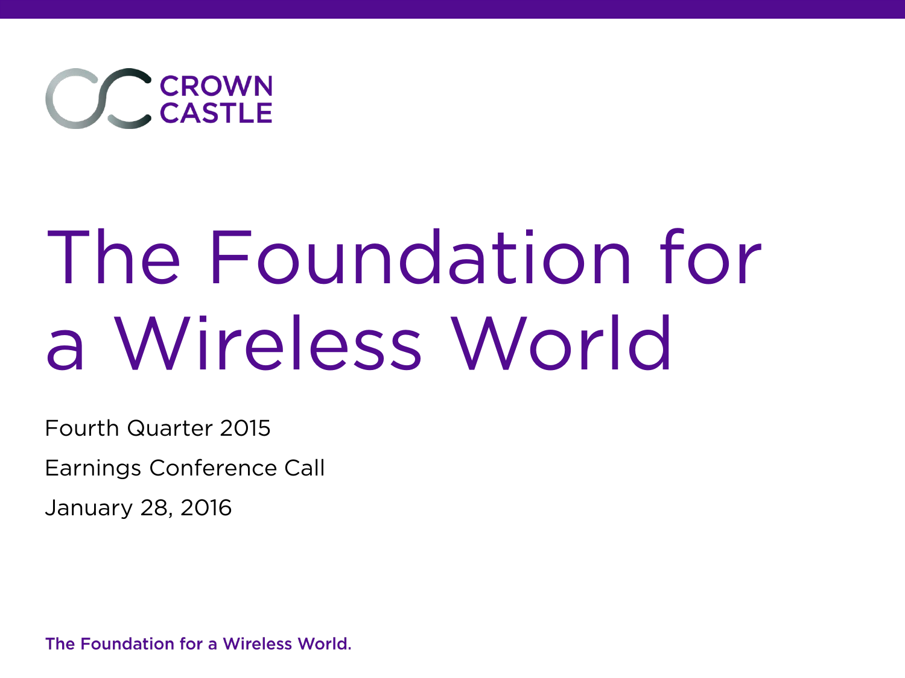CROWN CASTLE

# The Foundation for a Wireless World

Fourth Quarter 2015

Earnings Conference Call

January 28, 2016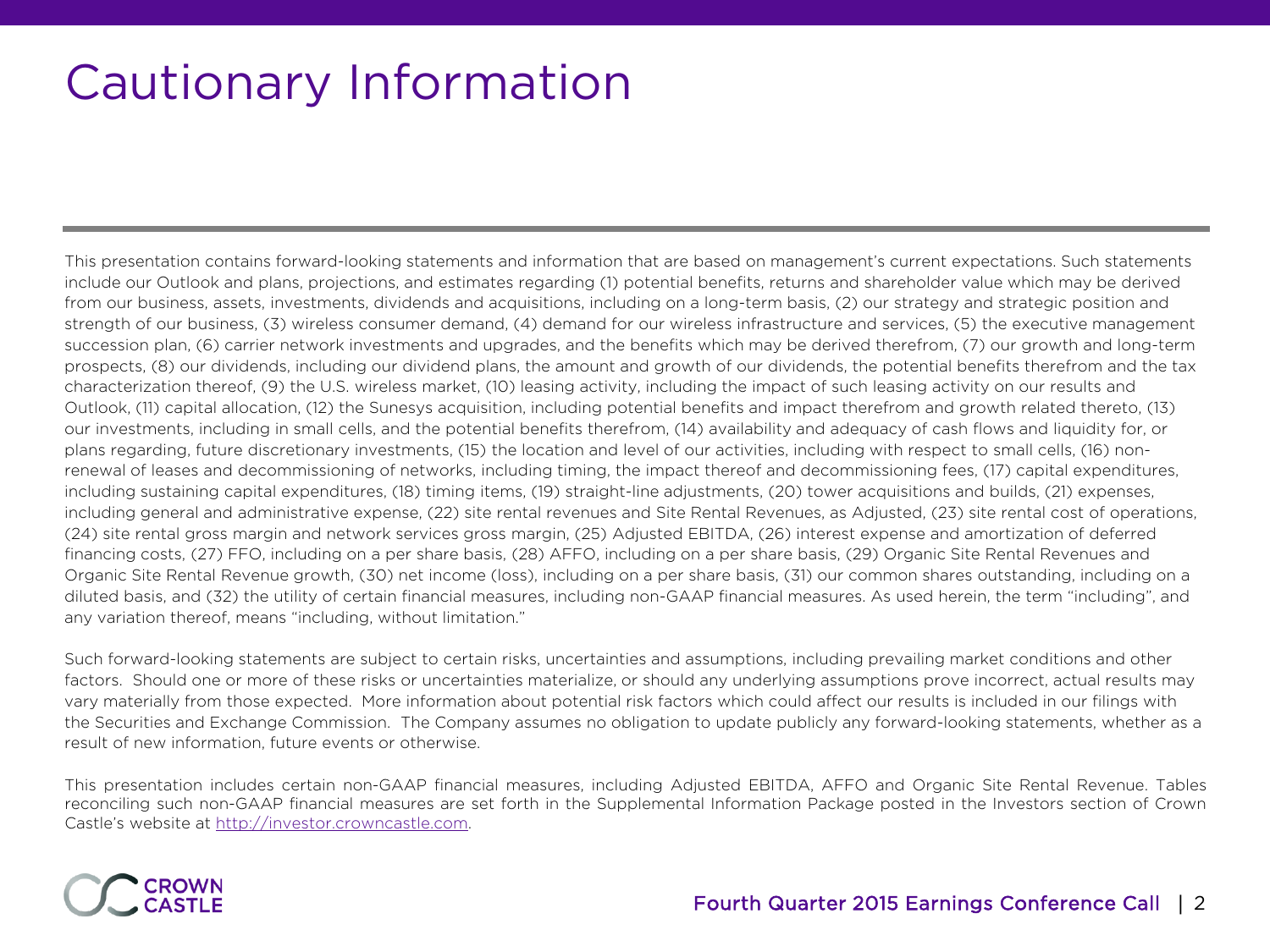# Cautionary Information

This presentation contains forward-looking statements and information that are based on management's current expectations. Such statements include our Outlook and plans, projections, and estimates regarding (1) potential benefits, returns and shareholder value which may be derived from our business, assets, investments, dividends and acquisitions, including on a long-term basis, (2) our strategy and strategic position and strength of our business, (3) wireless consumer demand, (4) demand for our wireless infrastructure and services, (5) the executive management succession plan, (6) carrier network investments and upgrades, and the benefits which may be derived therefrom, (7) our growth and long-term prospects, (8) our dividends, including our dividend plans, the amount and growth of our dividends, the potential benefits therefrom and the tax characterization thereof, (9) the U.S. wireless market, (10) leasing activity, including the impact of such leasing activity on our results and Outlook, (11) capital allocation, (12) the Sunesys acquisition, including potential benefits and impact therefrom and growth related thereto, (13) our investments, including in small cells, and the potential benefits therefrom, (14) availability and adequacy of cash flows and liquidity for, or plans regarding, future discretionary investments, (15) the location and level of our activities, including with respect to small cells, (16) non-renewal of leases and decommissioning of networks, including timing, the impact thereof and decommissioning fees, (17) capital expenditures, including sustaining capital expenditures, (18) timing items, (19) straight-line adjustments, (20) tower acquisitions and builds, (21) expenses, including general and administrative expense, (22) site rental revenues and Site Rental Revenues, as Adjusted, (23) site rental cost of operations, (24) site rental gross margin and network services gross margin, (25) Adjusted EBITDA, (26) interest expense and amortization of deferred financing costs, (27) FFO, including on a per share basis, (28) AFFO, including on a per share basis, (29) Organic Site Rental Revenues and Organic Site Rental Revenue growth, (30) net income (loss), including on a per share basis, (31) our common shares outstanding, including on a diluted basis, and (32) the utility of certain financial measures, including non-GAAP financial measures. As used herein, the term "including", and any variation thereof, means "including, without limitation."

Such forward-looking statements are subject to certain risks, uncertainties and assumptions, including prevailing market conditions and other factors. Should one or more of these risks or uncertainties materialize, or should any underlying assumptions prove incorrect, actual results may vary materially from those expected. More information about potential risk factors which could affect our results is included in our filings with the Securities and Exchange Commission. The Company assumes no obligation to update publicly any forward-looking statements, whether as a result of new information, future events or otherwise.

This presentation includes certain non-GAAP financial measures, including Adjusted EBITDA, AFFO and Organic Site Rental Revenue. Tables reconciling such non-GAAP financial measures are set forth in the Supplemental Information Package posted in the Investors section of Crown Castle's website at http://investor.crowncastle.com.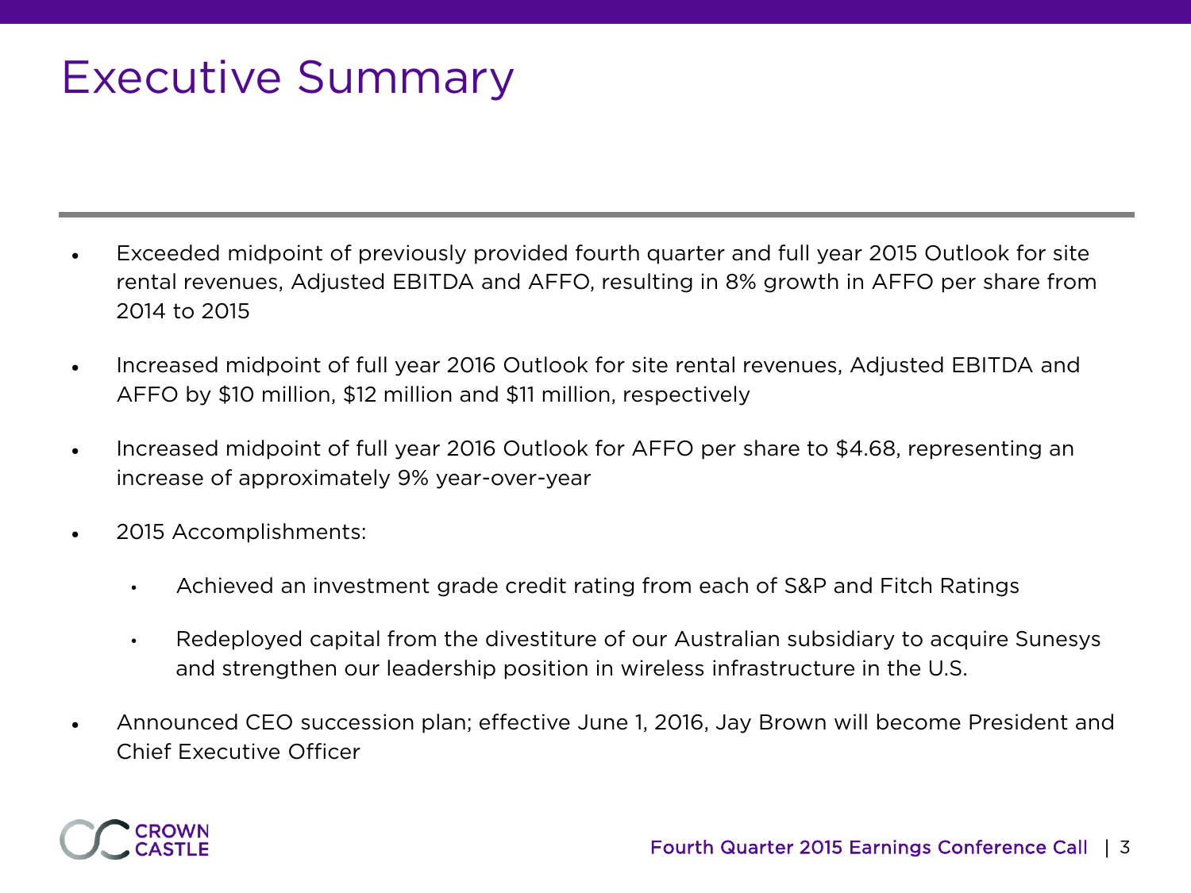# Executive Summary

- Exceeded midpoint of previously provided fourth quarter and full year 2015 Outlook for site rental revenues, Adjusted EBITDA and AFFO, resulting in 8% growth in AFFO per share from 2014 to 2015
- Increased midpoint of full year 2016 Outlook for site rental revenues, Adjusted EBITDA and AFFO by $10 million, $12 million and $11 million, respectively
- Increased midpoint of full year 2016 Outlook for AFFO per share to $4.68, representing an increase of approximately 9% year-over-year
- 2015 Accomplishments:
  - Achieved an investment grade credit rating from each of S&P and Fitch Ratings
  - Redeployed capital from the divestiture of our Australian subsidiary to acquire Sunesys and strengthen our leadership position in wireless infrastructure in the U.S.
- Announced CEO succession plan; effective June 1, 2016, Jay Brown will become President and Chief Executive Officer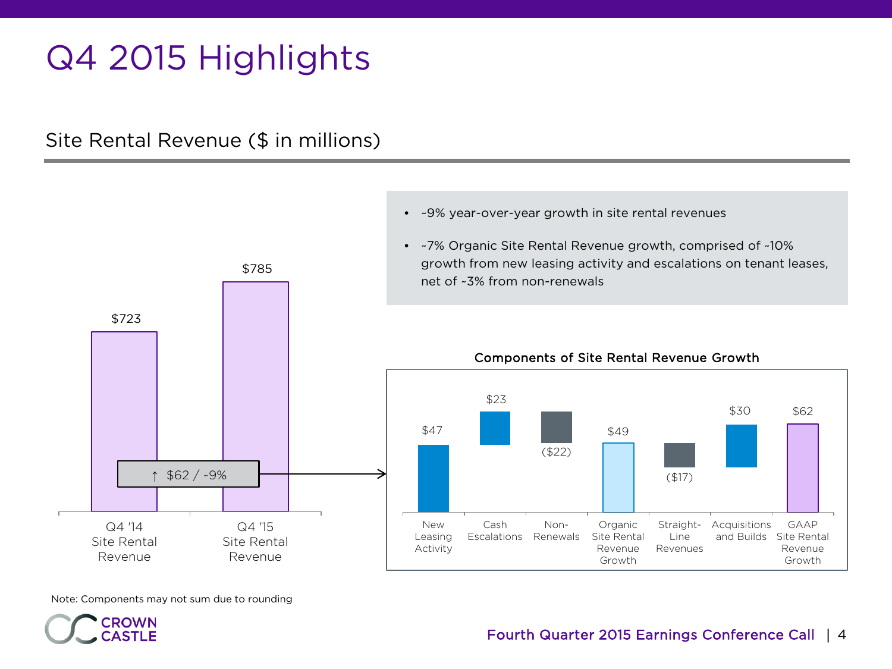# Q4 2015 Highlights

## Site Rental Revenue ($ in millions)

- ~9% year-over-year growth in site rental revenues
- ~7% Organic Site Rental Revenue growth, comprised of ~10% growth from new leasing activity and escalations on tenant leases, net of ~3% from non-renewals

| | Site Rental Revenue |
|---|---|
| Q4 '14 Site Rental Revenue | $723 |
| Q4 '15 Site Rental Revenue | $785 |

↑ $62 / ~9%

**Components of Site Rental Revenue Growth**

| Component | Amount |
|---|---|
| New Leasing Activity | $47 |
| Cash Escalations | $23 |
| Non-Renewals | ($22) |
| Organic Site Rental Revenue Growth | $49 |
| Straight-Line Revenues | ($17) |
| Acquisitions and Builds | $30 |
| GAAP Site Rental Revenue Growth | $62 |

Note: Components may not sum due to rounding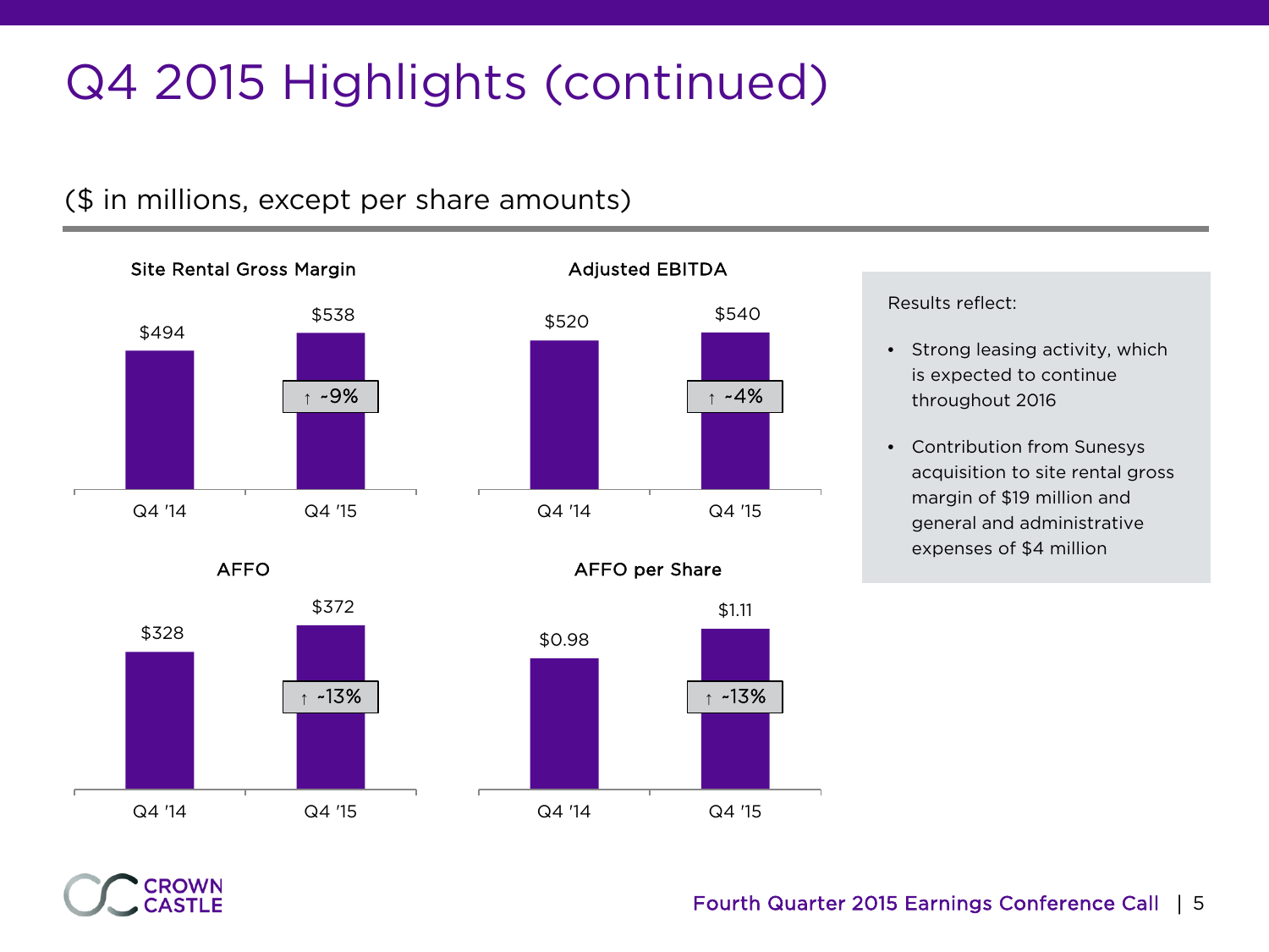# Q4 2015 Highlights (continued)

($ in millions, except per share amounts)

### Site Rental Gross Margin

| | Q4 '14 | Q4 '15 |
|---|---|---|
| Site Rental Gross Margin | $494 | $538 (↑ ~9%) |

### Adjusted EBITDA

| | Q4 '14 | Q4 '15 |
|---|---|---|
| Adjusted EBITDA | $520 | $540 (↑ ~4%) |

### AFFO

| | Q4 '14 | Q4 '15 |
|---|---|---|
| AFFO | $328 | $372 (↑ ~13%) |

### AFFO per Share

| | Q4 '14 | Q4 '15 |
|---|---|---|
| AFFO per Share | $0.98 | $1.11 (↑ ~13%) |

Results reflect:

- Strong leasing activity, which is expected to continue throughout 2016
- Contribution from Sunesys acquisition to site rental gross margin of $19 million and general and administrative expenses of $4 million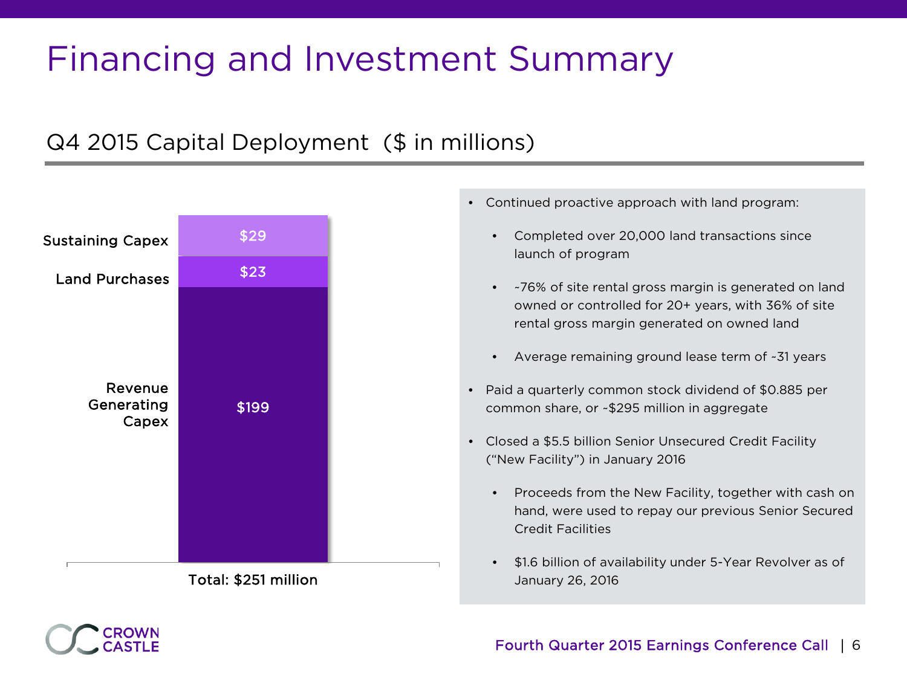# Financing and Investment Summary

## Q4 2015 Capital Deployment ($ in millions)

| Category | Amount |
| --- | --- |
| Sustaining Capex | $29 |
| Land Purchases | $23 |
| Revenue Generating Capex | $199 |

Total: $251 million

- Continued proactive approach with land program:
  - Completed over 20,000 land transactions since launch of program
  - ~76% of site rental gross margin is generated on land owned or controlled for 20+ years, with 36% of site rental gross margin generated on owned land
  - Average remaining ground lease term of ~31 years
- Paid a quarterly common stock dividend of $0.885 per common share, or ~$295 million in aggregate
- Closed a $5.5 billion Senior Unsecured Credit Facility ("New Facility") in January 2016
  - Proceeds from the New Facility, together with cash on hand, were used to repay our previous Senior Secured Credit Facilities
  - $1.6 billion of availability under 5-Year Revolver as of January 26, 2016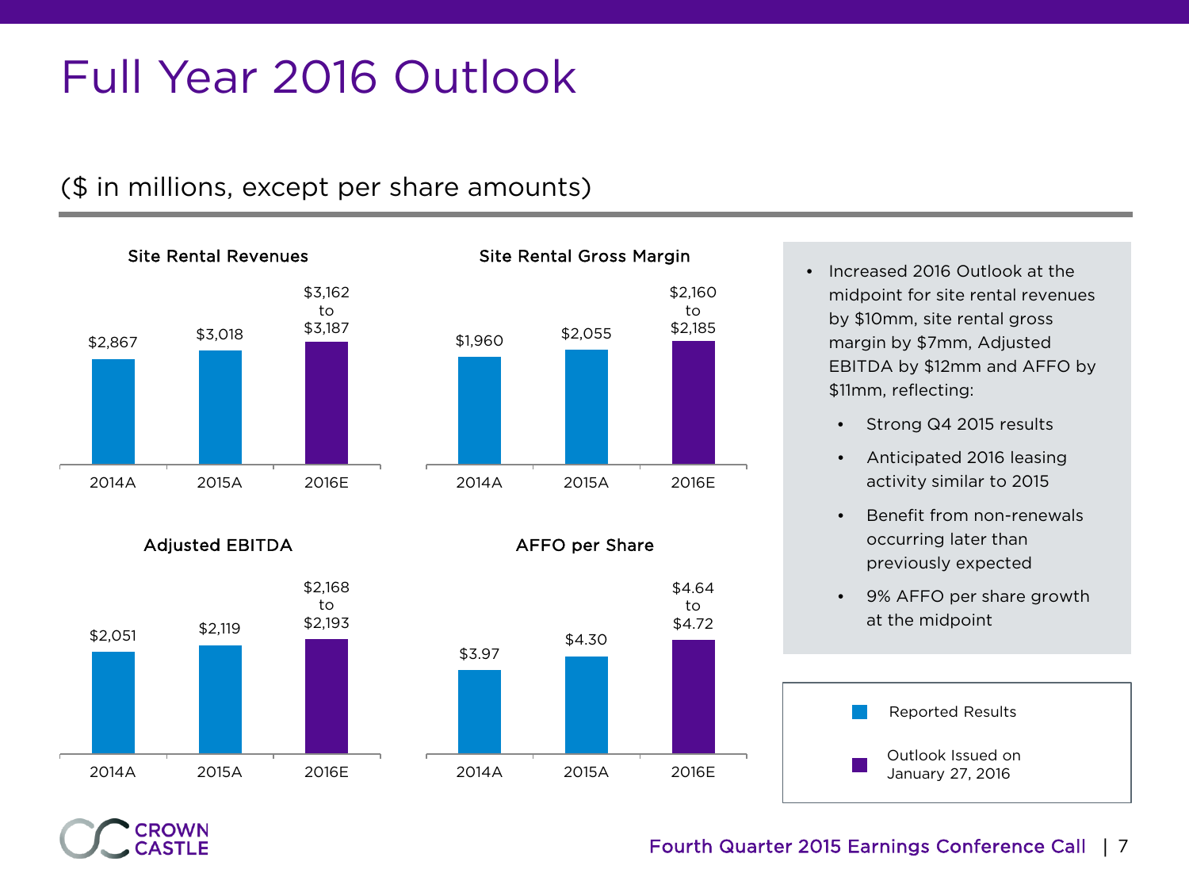# Full Year 2016 Outlook

## ($ in millions, except per share amounts)

### Site Rental Revenues

$2,867
$3,018
$3,162 to $3,187

2014A
2015A
2016E

### Site Rental Gross Margin

$1,960
$2,055
$2,160 to $2,185

2014A
2015A
2016E

### Adjusted EBITDA

$2,051
$2,119
$2,168 to $2,193

2014A
2015A
2016E

### AFFO per Share

$3.97
$4.30
$4.64 to $4.72

2014A
2015A
2016E

- Increased 2016 Outlook at the midpoint for site rental revenues by $10mm, site rental gross margin by $7mm, Adjusted EBITDA by $12mm and AFFO by $11mm, reflecting:
  - Strong Q4 2015 results
  - Anticipated 2016 leasing activity similar to 2015
  - Benefit from non-renewals occurring later than previously expected
  - 9% AFFO per share growth at the midpoint

Reported Results

Outlook Issued on January 27, 2016